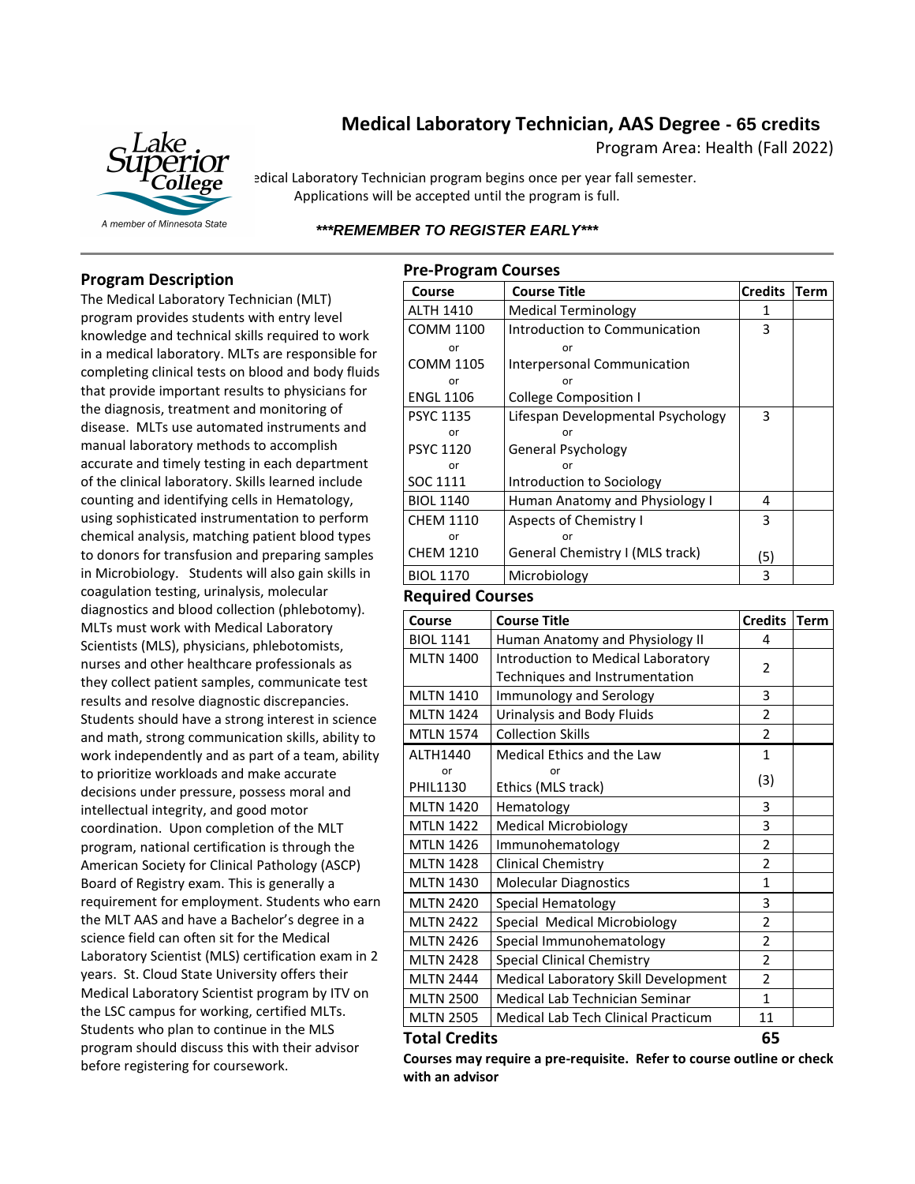# Medical Laboratory Technician, AAS Degree - 65 credits

Program Area: Health (Fall 2022)

Lake Superior College
A member of Minnesota State

edical Laboratory Technician program begins once per year fall semester. Applications will be accepted until the program is full.

***REMEMBER TO REGISTER EARLY***

## Program Description

The Medical Laboratory Technician (MLT) program provides students with entry level knowledge and technical skills required to work in a medical laboratory. MLTs are responsible for completing clinical tests on blood and body fluids that provide important results to physicians for the diagnosis, treatment and monitoring of disease. MLTs use automated instruments and manual laboratory methods to accomplish accurate and timely testing in each department of the clinical laboratory. Skills learned include counting and identifying cells in Hematology, using sophisticated instrumentation to perform chemical analysis, matching patient blood types to donors for transfusion and preparing samples in Microbiology. Students will also gain skills in coagulation testing, urinalysis, molecular diagnostics and blood collection (phlebotomy). MLTs must work with Medical Laboratory Scientists (MLS), physicians, phlebotomists, nurses and other healthcare professionals as they collect patient samples, communicate test results and resolve diagnostic discrepancies. Students should have a strong interest in science and math, strong communication skills, ability to work independently and as part of a team, ability to prioritize workloads and make accurate decisions under pressure, possess moral and intellectual integrity, and good motor coordination. Upon completion of the MLT program, national certification is through the American Society for Clinical Pathology (ASCP) Board of Registry exam. This is generally a requirement for employment. Students who earn the MLT AAS and have a Bachelor's degree in a science field can often sit for the Medical Laboratory Scientist (MLS) certification exam in 2 years. St. Cloud State University offers their Medical Laboratory Scientist program by ITV on the LSC campus for working, certified MLTs. Students who plan to continue in the MLS program should discuss this with their advisor before registering for coursework.

## Pre-Program Courses

| Course | Course Title | Credits | Term |
|---|---|---|---|
| ALTH 1410 | Medical Terminology | 1 | |
| COMM 1100<br>or<br>COMM 1105<br>or<br>ENGL 1106 | Introduction to Communication<br>or<br>Interpersonal Communication<br>or<br>College Composition I | 3 | |
| PSYC 1135<br>or<br>PSYC 1120<br>or<br>SOC 1111 | Lifespan Developmental Psychology<br>or<br>General Psychology<br>or<br>Introduction to Sociology | 3 | |
| BIOL 1140 | Human Anatomy and Physiology I | 4 | |
| CHEM 1110<br>or<br>CHEM 1210 | Aspects of Chemistry I<br>or<br>General Chemistry I (MLS track) | 3<br><br>(5) | |
| BIOL 1170 | Microbiology | 3 | |

## Required Courses

| Course | Course Title | Credits | Term |
|---|---|---|---|
| BIOL 1141 | Human Anatomy and Physiology II | 4 | |
| MLTN 1400 | Introduction to Medical Laboratory Techniques and Instrumentation | 2 | |
| MLTN 1410 | Immunology and Serology | 3 | |
| MLTN 1424 | Urinalysis and Body Fluids | 2 | |
| MTLN 1574 | Collection Skills | 2 | |
| ALTH1440<br>or<br>PHIL1130 | Medical Ethics and the Law<br>or<br>Ethics (MLS track) | 1<br>(3) | |
| MLTN 1420 | Hematology | 3 | |
| MTLN 1422 | Medical Microbiology | 3 | |
| MLTN 1426 | Immunohematology | 2 | |
| MLTN 1428 | Clinical Chemistry | 2 | |
| MLTN 1430 | Molecular Diagnostics | 1 | |
| MLTN 2420 | Special Hematology | 3 | |
| MLTN 2422 | Special Medical Microbiology | 2 | |
| MLTN 2426 | Special Immunohematology | 2 | |
| MLTN 2428 | Special Clinical Chemistry | 2 | |
| MLTN 2444 | Medical Laboratory Skill Development | 2 | |
| MLTN 2500 | Medical Lab Technician Seminar | 1 | |
| MLTN 2505 | Medical Lab Tech Clinical Practicum | 11 | |

**Total Credits 65**

**Courses may require a pre-requisite. Refer to course outline or check with an advisor**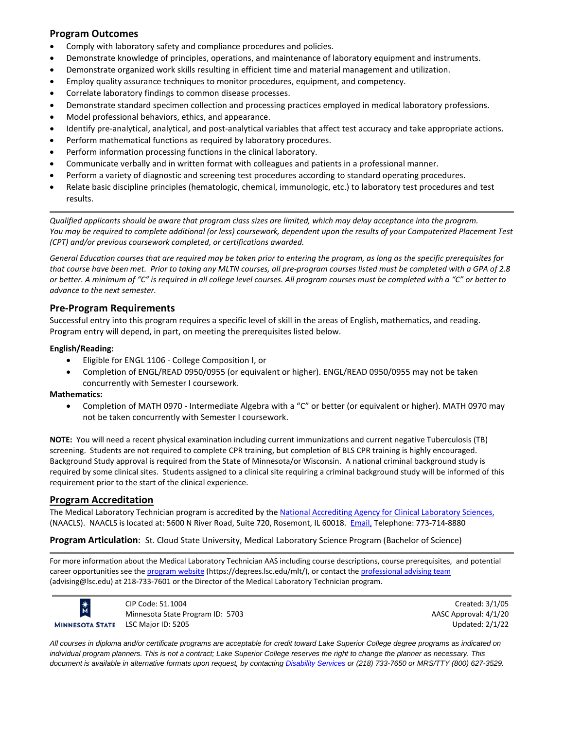## Program Outcomes

- Comply with laboratory safety and compliance procedures and policies.
- Demonstrate knowledge of principles, operations, and maintenance of laboratory equipment and instruments.
- Demonstrate organized work skills resulting in efficient time and material management and utilization.
- Employ quality assurance techniques to monitor procedures, equipment, and competency.
- Correlate laboratory findings to common disease processes.
- Demonstrate standard specimen collection and processing practices employed in medical laboratory professions.
- Model professional behaviors, ethics, and appearance.
- Identify pre-analytical, analytical, and post-analytical variables that affect test accuracy and take appropriate actions.
- Perform mathematical functions as required by laboratory procedures.
- Perform information processing functions in the clinical laboratory.
- Communicate verbally and in written format with colleagues and patients in a professional manner.
- Perform a variety of diagnostic and screening test procedures according to standard operating procedures.
- Relate basic discipline principles (hematologic, chemical, immunologic, etc.) to laboratory test procedures and test results.

---

*Qualified applicants should be aware that program class sizes are limited, which may delay acceptance into the program. You may be required to complete additional (or less) coursework, dependent upon the results of your Computerized Placement Test (CPT) and/or previous coursework completed, or certifications awarded.*

*General Education courses that are required may be taken prior to entering the program, as long as the specific prerequisites for that course have been met. Prior to taking any MLTN courses, all pre-program courses listed must be completed with a GPA of 2.8 or better. A minimum of "C" is required in all college level courses. All program courses must be completed with a "C" or better to advance to the next semester.*

## Pre-Program Requirements

Successful entry into this program requires a specific level of skill in the areas of English, mathematics, and reading. Program entry will depend, in part, on meeting the prerequisites listed below.

**English/Reading:**

- Eligible for ENGL 1106 - College Composition I, or
- Completion of ENGL/READ 0950/0955 (or equivalent or higher). ENGL/READ 0950/0955 may not be taken concurrently with Semester I coursework.

**Mathematics:**

- Completion of MATH 0970 - Intermediate Algebra with a "C" or better (or equivalent or higher). MATH 0970 may not be taken concurrently with Semester I coursework.

**NOTE:** You will need a recent physical examination including current immunizations and current negative Tuberculosis (TB) screening. Students are not required to complete CPR training, but completion of BLS CPR training is highly encouraged. Background Study approval is required from the State of Minnesota/or Wisconsin. A national criminal background study is required by some clinical sites. Students assigned to a clinical site requiring a criminal background study will be informed of this requirement prior to the start of the clinical experience.

## Program Accreditation

The Medical Laboratory Technician program is accredited by the National Accrediting Agency for Clinical Laboratory Sciences, (NAACLS). NAACLS is located at: 5600 N River Road, Suite 720, Rosemont, IL 60018. Email, Telephone: 773-714-8880

**Program Articulation**: St. Cloud State University, Medical Laboratory Science Program (Bachelor of Science)

---

For more information about the Medical Laboratory Technician AAS including course descriptions, course prerequisites, and potential career opportunities see the program website (https://degrees.lsc.edu/mlt/), or contact the professional advising team (advising@lsc.edu) at 218-733-7601 or the Director of the Medical Laboratory Technician program.

---

MINNESOTA STATE

CIP Code: 51.1004
Minnesota State Program ID: 5703
LSC Major ID: 5205

Created: 3/1/05
AASC Approval: 4/1/20
Updated: 2/1/22

*All courses in diploma and/or certificate programs are acceptable for credit toward Lake Superior College degree programs as indicated on individual program planners. This is not a contract; Lake Superior College reserves the right to change the planner as necessary. This document is available in alternative formats upon request, by contacting Disability Services or (218) 733-7650 or MRS/TTY (800) 627-3529.*